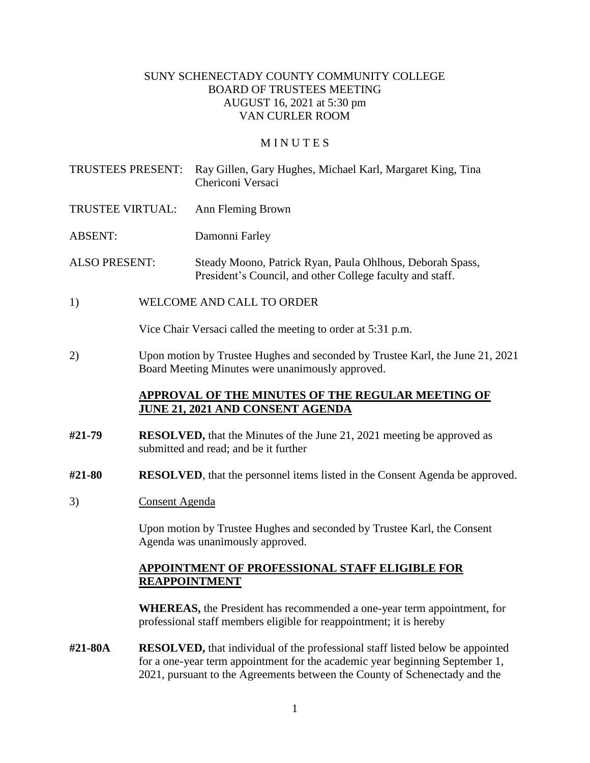SUNY SCHENECTADY COUNTY COMMUNITY COLLEGE
BOARD OF TRUSTEES MEETING
AUGUST 16, 2021 at 5:30 pm
VAN CURLER ROOM

# M I N U T E S

TRUSTEES PRESENT: Ray Gillen, Gary Hughes, Michael Karl, Margaret King, Tina Chericoni Versaci

TRUSTEE VIRTUAL: Ann Fleming Brown

ABSENT: Damonni Farley

ALSO PRESENT: Steady Moono, Patrick Ryan, Paula Ohlhous, Deborah Spass, President's Council, and other College faculty and staff.

1) WELCOME AND CALL TO ORDER

Vice Chair Versaci called the meeting to order at 5:31 p.m.

2) Upon motion by Trustee Hughes and seconded by Trustee Karl, the June 21, 2021 Board Meeting Minutes were unanimously approved.

**APPROVAL OF THE MINUTES OF THE REGULAR MEETING OF JUNE 21, 2021 AND CONSENT AGENDA**

**#21-79** **RESOLVED,** that the Minutes of the June 21, 2021 meeting be approved as submitted and read; and be it further

**#21-80** **RESOLVED**, that the personnel items listed in the Consent Agenda be approved.

3) Consent Agenda

Upon motion by Trustee Hughes and seconded by Trustee Karl, the Consent Agenda was unanimously approved.

**APPOINTMENT OF PROFESSIONAL STAFF ELIGIBLE FOR REAPPOINTMENT**

**WHEREAS,** the President has recommended a one-year term appointment, for professional staff members eligible for reappointment; it is hereby

**#21-80A** **RESOLVED,** that individual of the professional staff listed below be appointed for a one-year term appointment for the academic year beginning September 1, 2021, pursuant to the Agreements between the County of Schenectady and the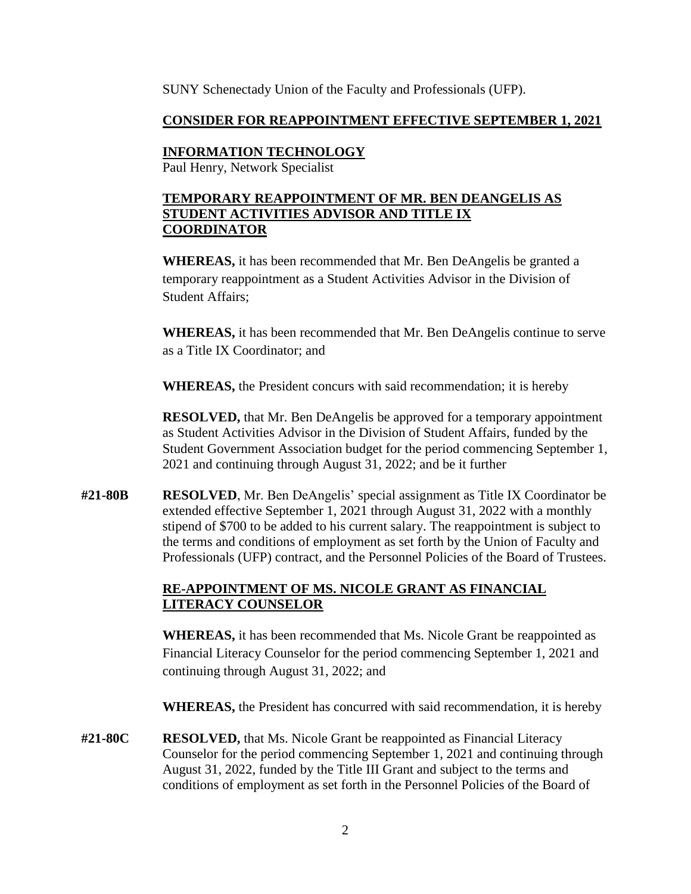SUNY Schenectady Union of the Faculty and Professionals (UFP).

**CONSIDER FOR REAPPOINTMENT EFFECTIVE SEPTEMBER 1, 2021**

**INFORMATION TECHNOLOGY**
Paul Henry, Network Specialist

**TEMPORARY REAPPOINTMENT OF MR. BEN DEANGELIS AS STUDENT ACTIVITIES ADVISOR AND TITLE IX COORDINATOR**

**WHEREAS,** it has been recommended that Mr. Ben DeAngelis be granted a temporary reappointment as a Student Activities Advisor in the Division of Student Affairs;

**WHEREAS,** it has been recommended that Mr. Ben DeAngelis continue to serve as a Title IX Coordinator; and

**WHEREAS,** the President concurs with said recommendation; it is hereby

**RESOLVED,** that Mr. Ben DeAngelis be approved for a temporary appointment as Student Activities Advisor in the Division of Student Affairs, funded by the Student Government Association budget for the period commencing September 1, 2021 and continuing through August 31, 2022; and be it further

**#21-80B** **RESOLVED**, Mr. Ben DeAngelis' special assignment as Title IX Coordinator be extended effective September 1, 2021 through August 31, 2022 with a monthly stipend of $700 to be added to his current salary. The reappointment is subject to the terms and conditions of employment as set forth by the Union of Faculty and Professionals (UFP) contract, and the Personnel Policies of the Board of Trustees.

**RE-APPOINTMENT OF MS. NICOLE GRANT AS FINANCIAL LITERACY COUNSELOR**

**WHEREAS,** it has been recommended that Ms. Nicole Grant be reappointed as Financial Literacy Counselor for the period commencing September 1, 2021 and continuing through August 31, 2022; and

**WHEREAS,** the President has concurred with said recommendation, it is hereby

**#21-80C** **RESOLVED,** that Ms. Nicole Grant be reappointed as Financial Literacy Counselor for the period commencing September 1, 2021 and continuing through August 31, 2022, funded by the Title III Grant and subject to the terms and conditions of employment as set forth in the Personnel Policies of the Board of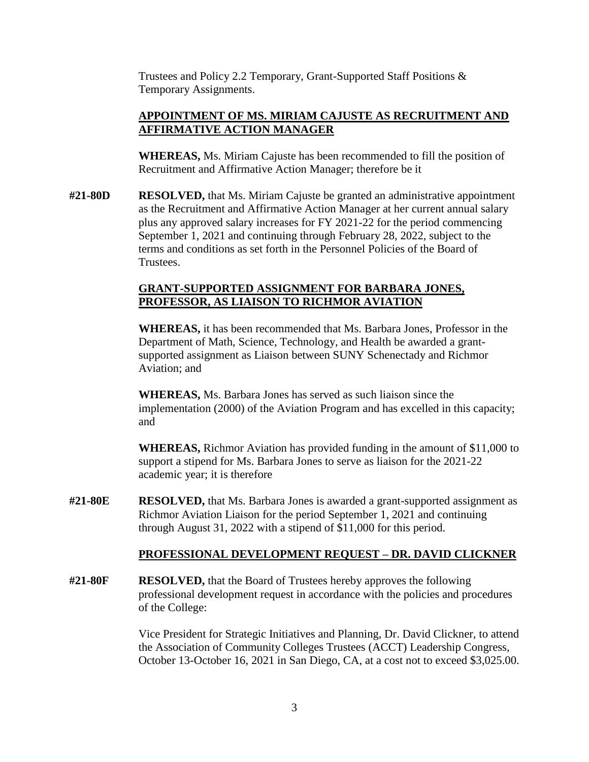Trustees and Policy 2.2 Temporary, Grant-Supported Staff Positions & Temporary Assignments.

**APPOINTMENT OF MS. MIRIAM CAJUSTE AS RECRUITMENT AND AFFIRMATIVE ACTION MANAGER**

**WHEREAS,** Ms. Miriam Cajuste has been recommended to fill the position of Recruitment and Affirmative Action Manager; therefore be it

**#21-80D** **RESOLVED,** that Ms. Miriam Cajuste be granted an administrative appointment as the Recruitment and Affirmative Action Manager at her current annual salary plus any approved salary increases for FY 2021-22 for the period commencing September 1, 2021 and continuing through February 28, 2022, subject to the terms and conditions as set forth in the Personnel Policies of the Board of Trustees.

**GRANT-SUPPORTED ASSIGNMENT FOR BARBARA JONES, PROFESSOR, AS LIAISON TO RICHMOR AVIATION**

**WHEREAS,** it has been recommended that Ms. Barbara Jones, Professor in the Department of Math, Science, Technology, and Health be awarded a grant-supported assignment as Liaison between SUNY Schenectady and Richmor Aviation; and

**WHEREAS,** Ms. Barbara Jones has served as such liaison since the implementation (2000) of the Aviation Program and has excelled in this capacity; and

**WHEREAS,** Richmor Aviation has provided funding in the amount of $11,000 to support a stipend for Ms. Barbara Jones to serve as liaison for the 2021-22 academic year; it is therefore

**#21-80E** **RESOLVED,** that Ms. Barbara Jones is awarded a grant-supported assignment as Richmor Aviation Liaison for the period September 1, 2021 and continuing through August 31, 2022 with a stipend of $11,000 for this period.

**PROFESSIONAL DEVELOPMENT REQUEST – DR. DAVID CLICKNER**

**#21-80F** **RESOLVED,** that the Board of Trustees hereby approves the following professional development request in accordance with the policies and procedures of the College:

Vice President for Strategic Initiatives and Planning, Dr. David Clickner, to attend the Association of Community Colleges Trustees (ACCT) Leadership Congress, October 13-October 16, 2021 in San Diego, CA, at a cost not to exceed $3,025.00.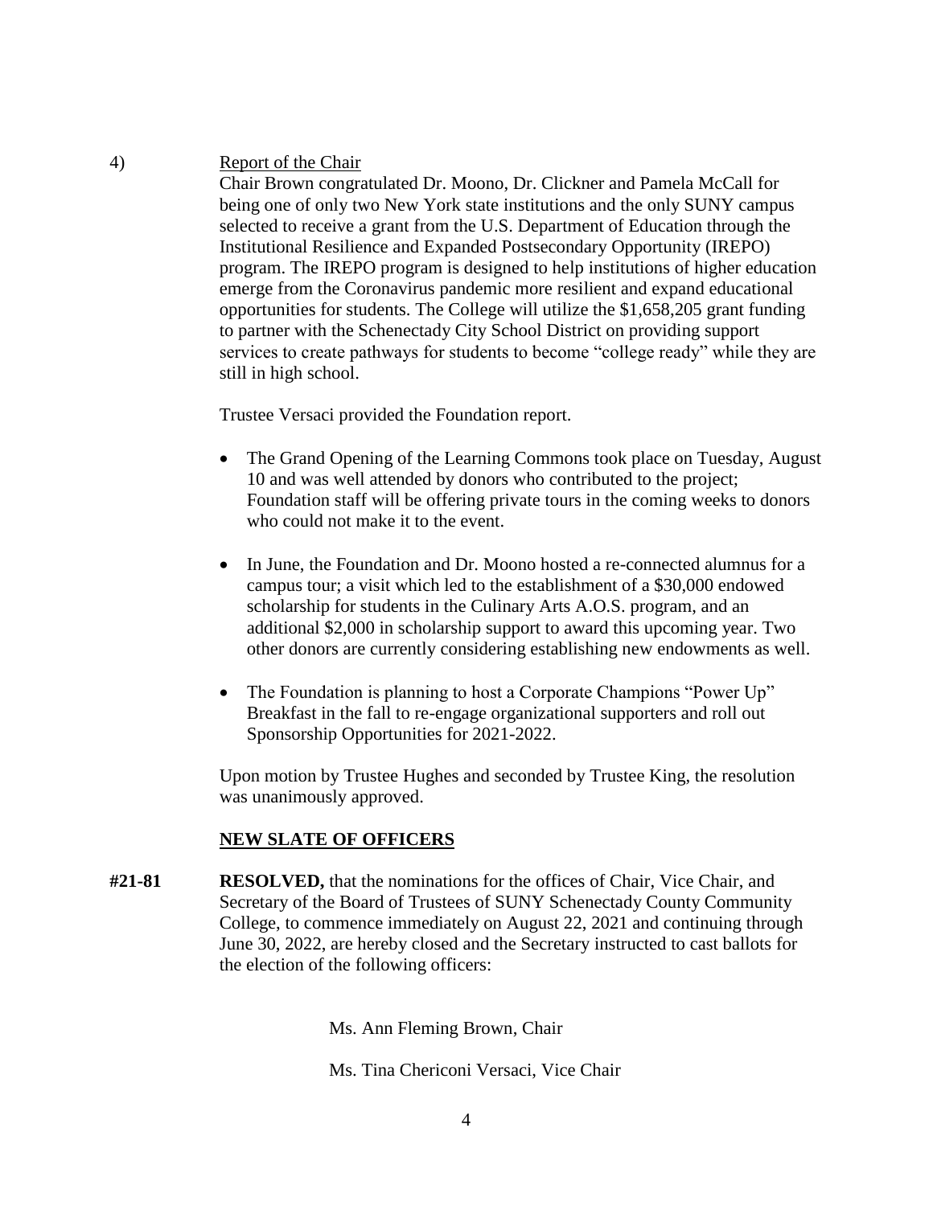4) Report of the Chair

Chair Brown congratulated Dr. Moono, Dr. Clickner and Pamela McCall for being one of only two New York state institutions and the only SUNY campus selected to receive a grant from the U.S. Department of Education through the Institutional Resilience and Expanded Postsecondary Opportunity (IREPO) program. The IREPO program is designed to help institutions of higher education emerge from the Coronavirus pandemic more resilient and expand educational opportunities for students. The College will utilize the $1,658,205 grant funding to partner with the Schenectady City School District on providing support services to create pathways for students to become "college ready" while they are still in high school.

Trustee Versaci provided the Foundation report.

- The Grand Opening of the Learning Commons took place on Tuesday, August 10 and was well attended by donors who contributed to the project; Foundation staff will be offering private tours in the coming weeks to donors who could not make it to the event.
- In June, the Foundation and Dr. Moono hosted a re-connected alumnus for a campus tour; a visit which led to the establishment of a $30,000 endowed scholarship for students in the Culinary Arts A.O.S. program, and an additional $2,000 in scholarship support to award this upcoming year. Two other donors are currently considering establishing new endowments as well.
- The Foundation is planning to host a Corporate Champions "Power Up" Breakfast in the fall to re-engage organizational supporters and roll out Sponsorship Opportunities for 2021-2022.

Upon motion by Trustee Hughes and seconded by Trustee King, the resolution was unanimously approved.

**NEW SLATE OF OFFICERS**

**#21-81** **RESOLVED,** that the nominations for the offices of Chair, Vice Chair, and Secretary of the Board of Trustees of SUNY Schenectady County Community College, to commence immediately on August 22, 2021 and continuing through June 30, 2022, are hereby closed and the Secretary instructed to cast ballots for the election of the following officers:

Ms. Ann Fleming Brown, Chair

Ms. Tina Chericoni Versaci, Vice Chair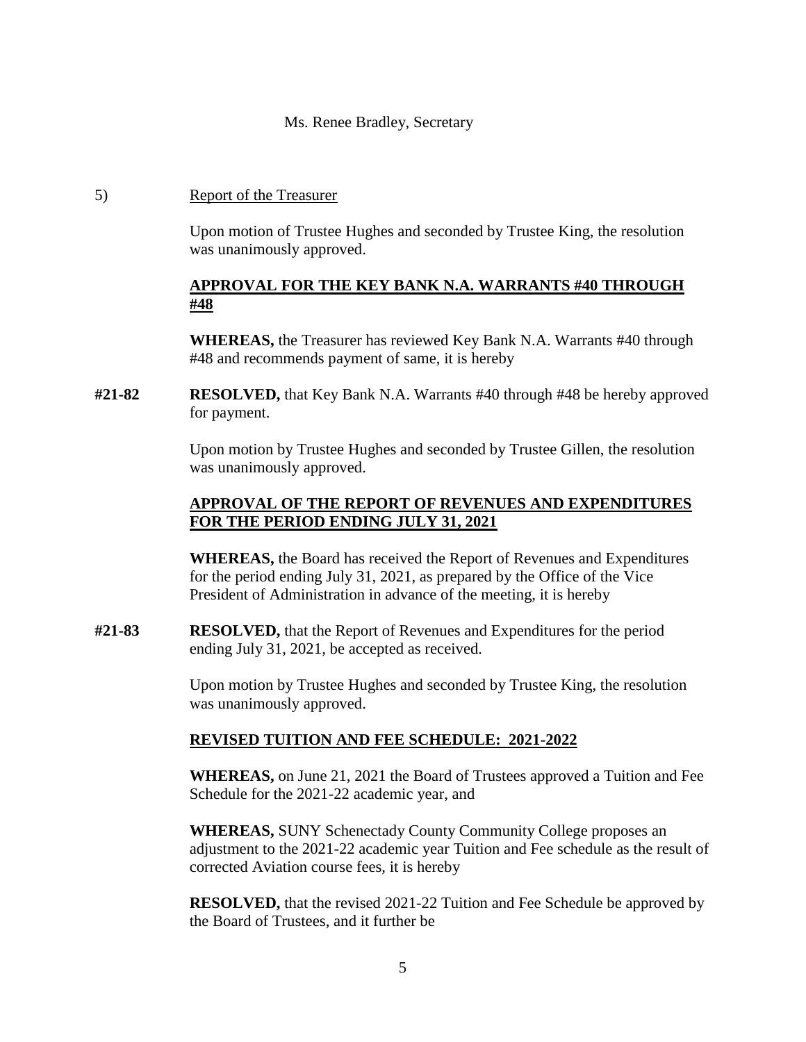Ms. Renee Bradley, Secretary

5) Report of the Treasurer

Upon motion of Trustee Hughes and seconded by Trustee King, the resolution was unanimously approved.

**APPROVAL FOR THE KEY BANK N.A. WARRANTS #40 THROUGH #48**

**WHEREAS,** the Treasurer has reviewed Key Bank N.A. Warrants #40 through #48 and recommends payment of same, it is hereby

**#21-82** **RESOLVED,** that Key Bank N.A. Warrants #40 through #48 be hereby approved for payment.

Upon motion by Trustee Hughes and seconded by Trustee Gillen, the resolution was unanimously approved.

**APPROVAL OF THE REPORT OF REVENUES AND EXPENDITURES FOR THE PERIOD ENDING JULY 31, 2021**

**WHEREAS,** the Board has received the Report of Revenues and Expenditures for the period ending July 31, 2021, as prepared by the Office of the Vice President of Administration in advance of the meeting, it is hereby

**#21-83** **RESOLVED,** that the Report of Revenues and Expenditures for the period ending July 31, 2021, be accepted as received.

Upon motion by Trustee Hughes and seconded by Trustee King, the resolution was unanimously approved.

**REVISED TUITION AND FEE SCHEDULE: 2021-2022**

**WHEREAS,** on June 21, 2021 the Board of Trustees approved a Tuition and Fee Schedule for the 2021-22 academic year, and

**WHEREAS,** SUNY Schenectady County Community College proposes an adjustment to the 2021-22 academic year Tuition and Fee schedule as the result of corrected Aviation course fees, it is hereby

**RESOLVED,** that the revised 2021-22 Tuition and Fee Schedule be approved by the Board of Trustees, and it further be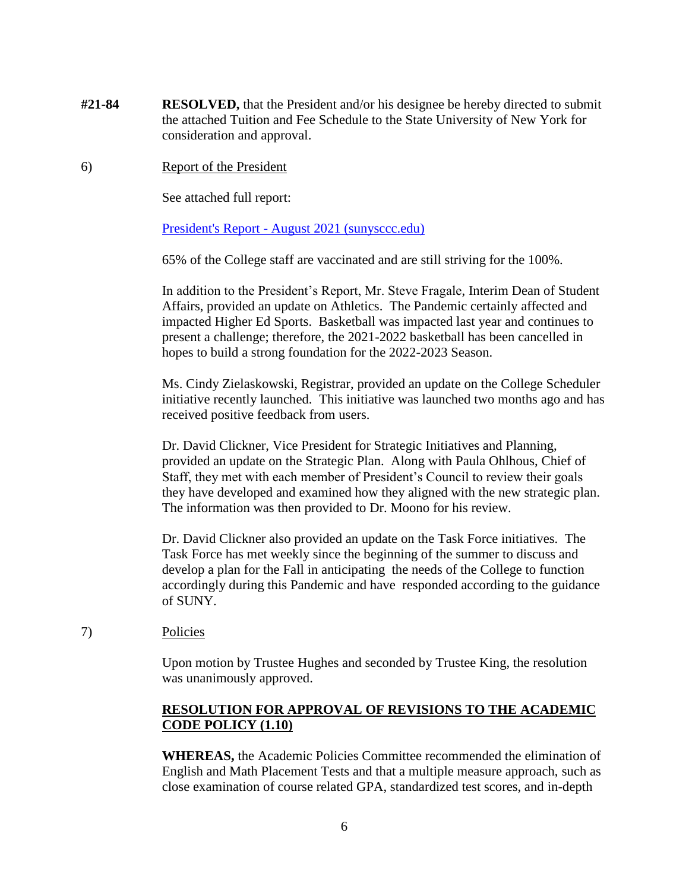**#21-84** **RESOLVED,** that the President and/or his designee be hereby directed to submit the attached Tuition and Fee Schedule to the State University of New York for consideration and approval.

6) Report of the President

See attached full report:

President's Report - August 2021 (sunysccc.edu)

65% of the College staff are vaccinated and are still striving for the 100%.

In addition to the President's Report, Mr. Steve Fragale, Interim Dean of Student Affairs, provided an update on Athletics. The Pandemic certainly affected and impacted Higher Ed Sports. Basketball was impacted last year and continues to present a challenge; therefore, the 2021-2022 basketball has been cancelled in hopes to build a strong foundation for the 2022-2023 Season.

Ms. Cindy Zielaskowski, Registrar, provided an update on the College Scheduler initiative recently launched. This initiative was launched two months ago and has received positive feedback from users.

Dr. David Clickner, Vice President for Strategic Initiatives and Planning, provided an update on the Strategic Plan. Along with Paula Ohlhous, Chief of Staff, they met with each member of President's Council to review their goals they have developed and examined how they aligned with the new strategic plan. The information was then provided to Dr. Moono for his review.

Dr. David Clickner also provided an update on the Task Force initiatives. The Task Force has met weekly since the beginning of the summer to discuss and develop a plan for the Fall in anticipating the needs of the College to function accordingly during this Pandemic and have responded according to the guidance of SUNY.

7) Policies

Upon motion by Trustee Hughes and seconded by Trustee King, the resolution was unanimously approved.

**RESOLUTION FOR APPROVAL OF REVISIONS TO THE ACADEMIC CODE POLICY (1.10)**

**WHEREAS,** the Academic Policies Committee recommended the elimination of English and Math Placement Tests and that a multiple measure approach, such as close examination of course related GPA, standardized test scores, and in-depth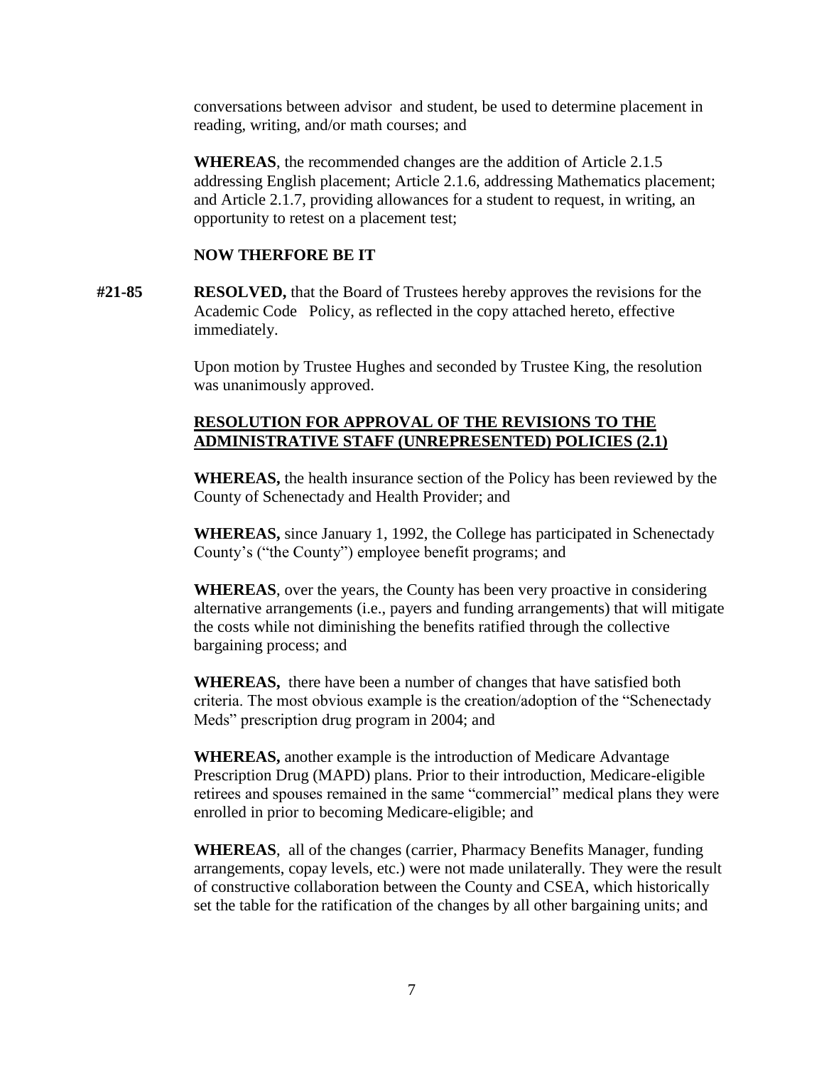conversations between advisor and student, be used to determine placement in reading, writing, and/or math courses; and

**WHEREAS**, the recommended changes are the addition of Article 2.1.5 addressing English placement; Article 2.1.6, addressing Mathematics placement; and Article 2.1.7, providing allowances for a student to request, in writing, an opportunity to retest on a placement test;

**NOW THERFORE BE IT**

**#21-85** **RESOLVED,** that the Board of Trustees hereby approves the revisions for the Academic Code Policy, as reflected in the copy attached hereto, effective immediately.

Upon motion by Trustee Hughes and seconded by Trustee King, the resolution was unanimously approved.

**RESOLUTION FOR APPROVAL OF THE REVISIONS TO THE ADMINISTRATIVE STAFF (UNREPRESENTED) POLICIES (2.1)**

**WHEREAS,** the health insurance section of the Policy has been reviewed by the County of Schenectady and Health Provider; and

**WHEREAS,** since January 1, 1992, the College has participated in Schenectady County's ("the County") employee benefit programs; and

**WHEREAS**, over the years, the County has been very proactive in considering alternative arrangements (i.e., payers and funding arrangements) that will mitigate the costs while not diminishing the benefits ratified through the collective bargaining process; and

**WHEREAS,** there have been a number of changes that have satisfied both criteria. The most obvious example is the creation/adoption of the "Schenectady Meds" prescription drug program in 2004; and

**WHEREAS,** another example is the introduction of Medicare Advantage Prescription Drug (MAPD) plans. Prior to their introduction, Medicare-eligible retirees and spouses remained in the same "commercial" medical plans they were enrolled in prior to becoming Medicare-eligible; and

**WHEREAS**, all of the changes (carrier, Pharmacy Benefits Manager, funding arrangements, copay levels, etc.) were not made unilaterally. They were the result of constructive collaboration between the County and CSEA, which historically set the table for the ratification of the changes by all other bargaining units; and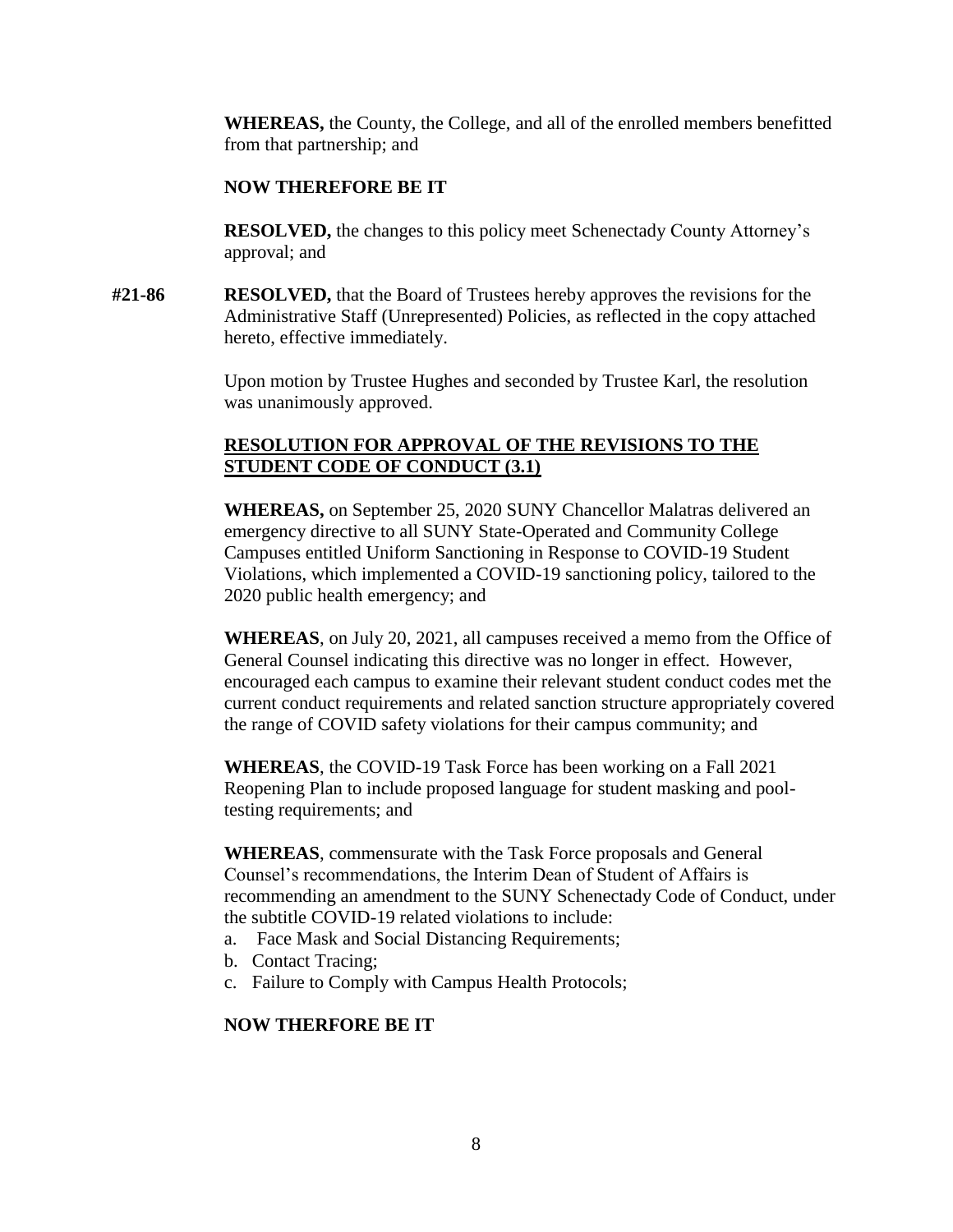**WHEREAS,** the County, the College, and all of the enrolled members benefitted from that partnership; and

**NOW THEREFORE BE IT**

**RESOLVED,** the changes to this policy meet Schenectady County Attorney's approval; and

**#21-86** **RESOLVED,** that the Board of Trustees hereby approves the revisions for the Administrative Staff (Unrepresented) Policies, as reflected in the copy attached hereto, effective immediately.

Upon motion by Trustee Hughes and seconded by Trustee Karl, the resolution was unanimously approved.

**<u>RESOLUTION FOR APPROVAL OF THE REVISIONS TO THE STUDENT CODE OF CONDUCT (3.1)</u>**

**WHEREAS,** on September 25, 2020 SUNY Chancellor Malatras delivered an emergency directive to all SUNY State-Operated and Community College Campuses entitled Uniform Sanctioning in Response to COVID-19 Student Violations, which implemented a COVID-19 sanctioning policy, tailored to the 2020 public health emergency; and

**WHEREAS**, on July 20, 2021, all campuses received a memo from the Office of General Counsel indicating this directive was no longer in effect. However, encouraged each campus to examine their relevant student conduct codes met the current conduct requirements and related sanction structure appropriately covered the range of COVID safety violations for their campus community; and

**WHEREAS**, the COVID-19 Task Force has been working on a Fall 2021 Reopening Plan to include proposed language for student masking and pool-testing requirements; and

**WHEREAS**, commensurate with the Task Force proposals and General Counsel's recommendations, the Interim Dean of Student of Affairs is recommending an amendment to the SUNY Schenectady Code of Conduct, under the subtitle COVID-19 related violations to include:

a. Face Mask and Social Distancing Requirements;
b. Contact Tracing;
c. Failure to Comply with Campus Health Protocols;

**NOW THERFORE BE IT**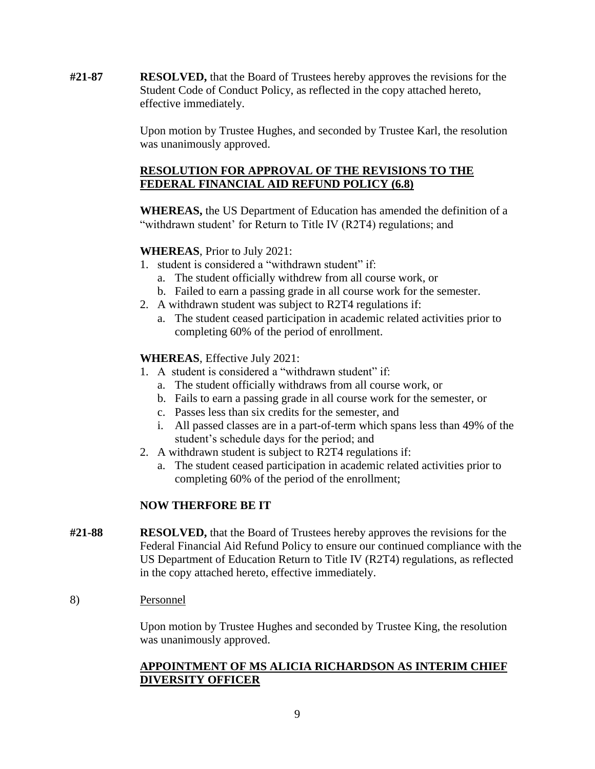**#21-87** **RESOLVED,** that the Board of Trustees hereby approves the revisions for the Student Code of Conduct Policy, as reflected in the copy attached hereto, effective immediately.

Upon motion by Trustee Hughes, and seconded by Trustee Karl, the resolution was unanimously approved.

**RESOLUTION FOR APPROVAL OF THE REVISIONS TO THE FEDERAL FINANCIAL AID REFUND POLICY (6.8)**

**WHEREAS,** the US Department of Education has amended the definition of a "withdrawn student' for Return to Title IV (R2T4) regulations; and

**WHEREAS**, Prior to July 2021:

1. student is considered a "withdrawn student" if:
   a. The student officially withdrew from all course work, or
   b. Failed to earn a passing grade in all course work for the semester.
2. A withdrawn student was subject to R2T4 regulations if:
   a. The student ceased participation in academic related activities prior to completing 60% of the period of enrollment.

**WHEREAS**, Effective July 2021:

1. A student is considered a "withdrawn student" if:
   a. The student officially withdraws from all course work, or
   b. Fails to earn a passing grade in all course work for the semester, or
   c. Passes less than six credits for the semester, and
   i. All passed classes are in a part-of-term which spans less than 49% of the student's schedule days for the period; and
2. A withdrawn student is subject to R2T4 regulations if:
   a. The student ceased participation in academic related activities prior to completing 60% of the period of the enrollment;

**NOW THERFORE BE IT**

**#21-88** **RESOLVED,** that the Board of Trustees hereby approves the revisions for the Federal Financial Aid Refund Policy to ensure our continued compliance with the US Department of Education Return to Title IV (R2T4) regulations, as reflected in the copy attached hereto, effective immediately.

8) Personnel

Upon motion by Trustee Hughes and seconded by Trustee King, the resolution was unanimously approved.

**APPOINTMENT OF MS ALICIA RICHARDSON AS INTERIM CHIEF DIVERSITY OFFICER**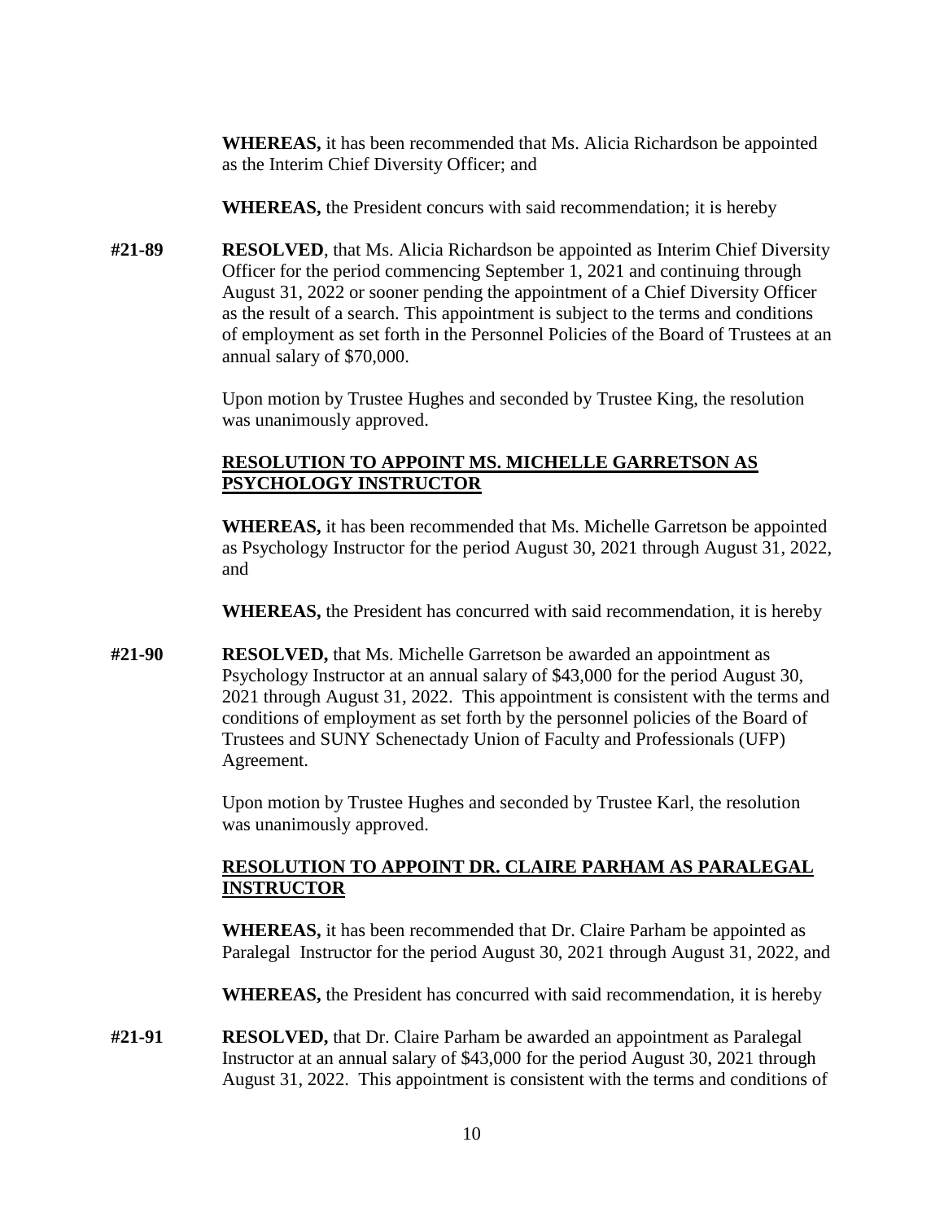**WHEREAS,** it has been recommended that Ms. Alicia Richardson be appointed as the Interim Chief Diversity Officer; and

**WHEREAS,** the President concurs with said recommendation; it is hereby

**#21-89** **RESOLVED**, that Ms. Alicia Richardson be appointed as Interim Chief Diversity Officer for the period commencing September 1, 2021 and continuing through August 31, 2022 or sooner pending the appointment of a Chief Diversity Officer as the result of a search. This appointment is subject to the terms and conditions of employment as set forth in the Personnel Policies of the Board of Trustees at an annual salary of $70,000.

Upon motion by Trustee Hughes and seconded by Trustee King, the resolution was unanimously approved.

**RESOLUTION TO APPOINT MS. MICHELLE GARRETSON AS PSYCHOLOGY INSTRUCTOR**

**WHEREAS,** it has been recommended that Ms. Michelle Garretson be appointed as Psychology Instructor for the period August 30, 2021 through August 31, 2022, and

**WHEREAS,** the President has concurred with said recommendation, it is hereby

**#21-90** **RESOLVED,** that Ms. Michelle Garretson be awarded an appointment as Psychology Instructor at an annual salary of $43,000 for the period August 30, 2021 through August 31, 2022. This appointment is consistent with the terms and conditions of employment as set forth by the personnel policies of the Board of Trustees and SUNY Schenectady Union of Faculty and Professionals (UFP) Agreement.

Upon motion by Trustee Hughes and seconded by Trustee Karl, the resolution was unanimously approved.

**RESOLUTION TO APPOINT DR. CLAIRE PARHAM AS PARALEGAL INSTRUCTOR**

**WHEREAS,** it has been recommended that Dr. Claire Parham be appointed as Paralegal Instructor for the period August 30, 2021 through August 31, 2022, and

**WHEREAS,** the President has concurred with said recommendation, it is hereby

**#21-91** **RESOLVED,** that Dr. Claire Parham be awarded an appointment as Paralegal Instructor at an annual salary of $43,000 for the period August 30, 2021 through August 31, 2022. This appointment is consistent with the terms and conditions of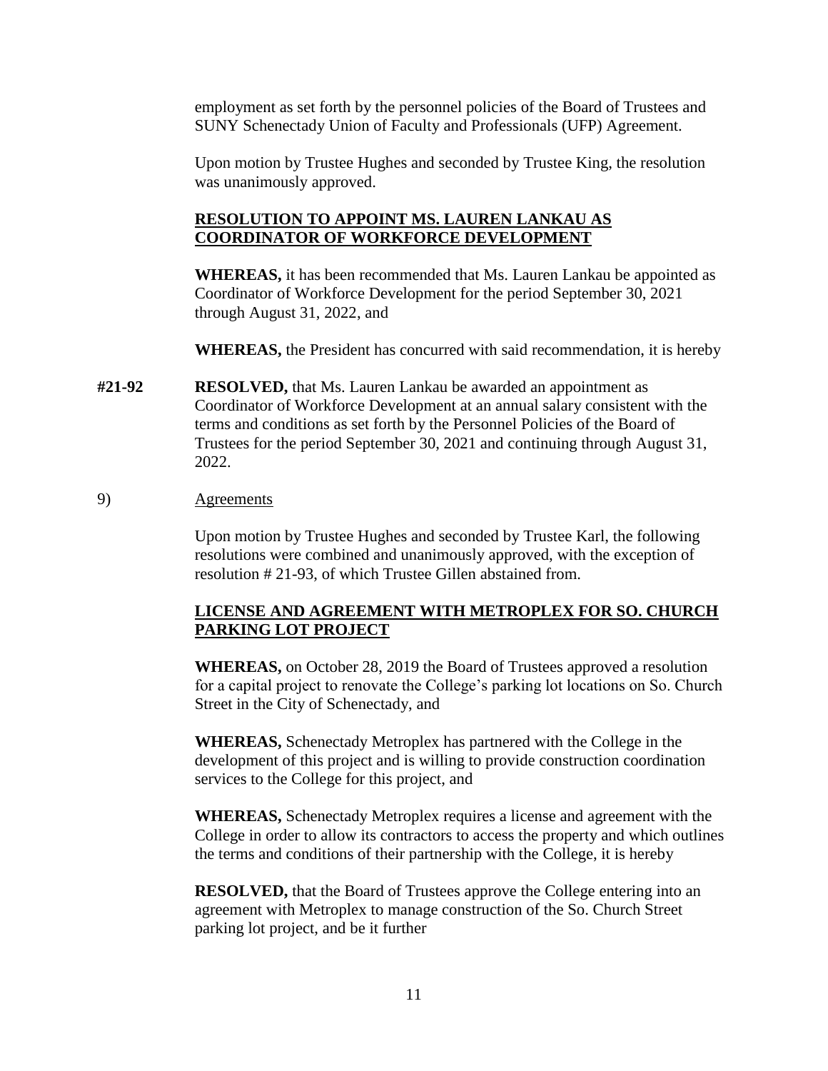employment as set forth by the personnel policies of the Board of Trustees and SUNY Schenectady Union of Faculty and Professionals (UFP) Agreement.

Upon motion by Trustee Hughes and seconded by Trustee King, the resolution was unanimously approved.

**RESOLUTION TO APPOINT MS. LAUREN LANKAU AS COORDINATOR OF WORKFORCE DEVELOPMENT**

**WHEREAS,** it has been recommended that Ms. Lauren Lankau be appointed as Coordinator of Workforce Development for the period September 30, 2021 through August 31, 2022, and

**WHEREAS,** the President has concurred with said recommendation, it is hereby

**#21-92** **RESOLVED,** that Ms. Lauren Lankau be awarded an appointment as Coordinator of Workforce Development at an annual salary consistent with the terms and conditions as set forth by the Personnel Policies of the Board of Trustees for the period September 30, 2021 and continuing through August 31, 2022.

9) Agreements

Upon motion by Trustee Hughes and seconded by Trustee Karl, the following resolutions were combined and unanimously approved, with the exception of resolution # 21-93, of which Trustee Gillen abstained from.

**LICENSE AND AGREEMENT WITH METROPLEX FOR SO. CHURCH PARKING LOT PROJECT**

**WHEREAS,** on October 28, 2019 the Board of Trustees approved a resolution for a capital project to renovate the College's parking lot locations on So. Church Street in the City of Schenectady, and

**WHEREAS,** Schenectady Metroplex has partnered with the College in the development of this project and is willing to provide construction coordination services to the College for this project, and

**WHEREAS,** Schenectady Metroplex requires a license and agreement with the College in order to allow its contractors to access the property and which outlines the terms and conditions of their partnership with the College, it is hereby

**RESOLVED,** that the Board of Trustees approve the College entering into an agreement with Metroplex to manage construction of the So. Church Street parking lot project, and be it further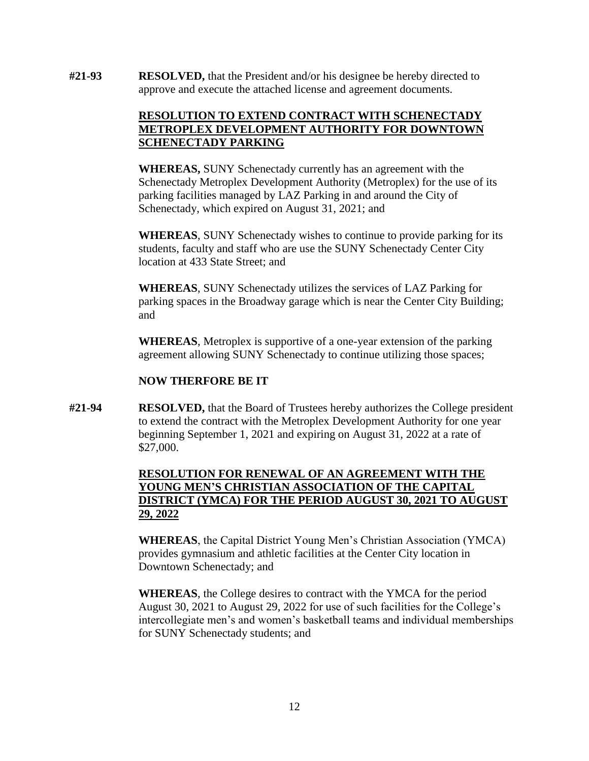**#21-93** **RESOLVED,** that the President and/or his designee be hereby directed to approve and execute the attached license and agreement documents.

**RESOLUTION TO EXTEND CONTRACT WITH SCHENECTADY METROPLEX DEVELOPMENT AUTHORITY FOR DOWNTOWN SCHENECTADY PARKING**

**WHEREAS,** SUNY Schenectady currently has an agreement with the Schenectady Metroplex Development Authority (Metroplex) for the use of its parking facilities managed by LAZ Parking in and around the City of Schenectady, which expired on August 31, 2021; and

**WHEREAS**, SUNY Schenectady wishes to continue to provide parking for its students, faculty and staff who are use the SUNY Schenectady Center City location at 433 State Street; and

**WHEREAS**, SUNY Schenectady utilizes the services of LAZ Parking for parking spaces in the Broadway garage which is near the Center City Building; and

**WHEREAS**, Metroplex is supportive of a one-year extension of the parking agreement allowing SUNY Schenectady to continue utilizing those spaces;

**NOW THERFORE BE IT**

**#21-94** **RESOLVED,** that the Board of Trustees hereby authorizes the College president to extend the contract with the Metroplex Development Authority for one year beginning September 1, 2021 and expiring on August 31, 2022 at a rate of $27,000.

**RESOLUTION FOR RENEWAL OF AN AGREEMENT WITH THE YOUNG MEN'S CHRISTIAN ASSOCIATION OF THE CAPITAL DISTRICT (YMCA) FOR THE PERIOD AUGUST 30, 2021 TO AUGUST 29, 2022**

**WHEREAS**, the Capital District Young Men's Christian Association (YMCA) provides gymnasium and athletic facilities at the Center City location in Downtown Schenectady; and

**WHEREAS**, the College desires to contract with the YMCA for the period August 30, 2021 to August 29, 2022 for use of such facilities for the College's intercollegiate men's and women's basketball teams and individual memberships for SUNY Schenectady students; and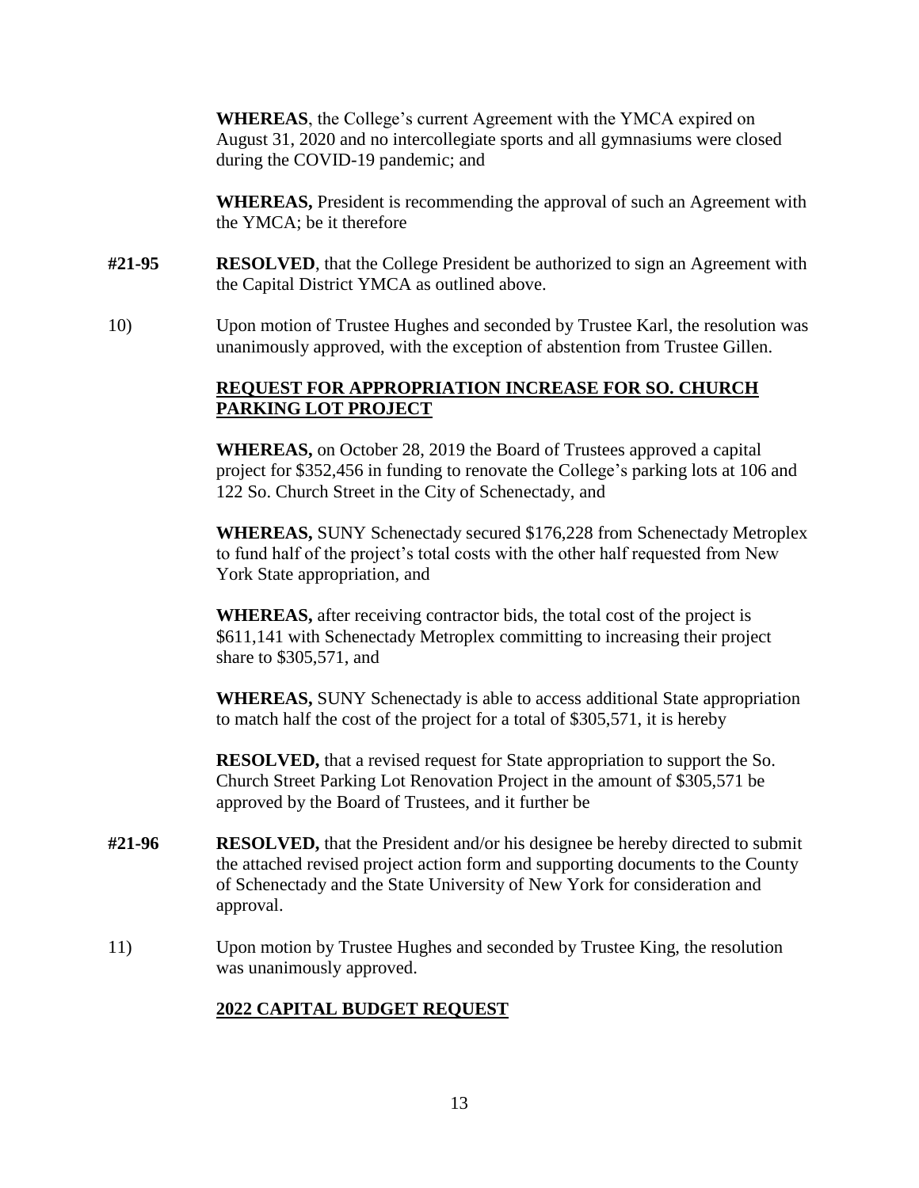**WHEREAS**, the College's current Agreement with the YMCA expired on August 31, 2020 and no intercollegiate sports and all gymnasiums were closed during the COVID-19 pandemic; and

**WHEREAS,** President is recommending the approval of such an Agreement with the YMCA; be it therefore

**#21-95** **RESOLVED**, that the College President be authorized to sign an Agreement with the Capital District YMCA as outlined above.

10) Upon motion of Trustee Hughes and seconded by Trustee Karl, the resolution was unanimously approved, with the exception of abstention from Trustee Gillen.

## REQUEST FOR APPROPRIATION INCREASE FOR SO. CHURCH PARKING LOT PROJECT

**WHEREAS,** on October 28, 2019 the Board of Trustees approved a capital project for $352,456 in funding to renovate the College's parking lots at 106 and 122 So. Church Street in the City of Schenectady, and

**WHEREAS,** SUNY Schenectady secured $176,228 from Schenectady Metroplex to fund half of the project's total costs with the other half requested from New York State appropriation, and

**WHEREAS,** after receiving contractor bids, the total cost of the project is $611,141 with Schenectady Metroplex committing to increasing their project share to $305,571, and

**WHEREAS,** SUNY Schenectady is able to access additional State appropriation to match half the cost of the project for a total of $305,571, it is hereby

**RESOLVED,** that a revised request for State appropriation to support the So. Church Street Parking Lot Renovation Project in the amount of $305,571 be approved by the Board of Trustees, and it further be

**#21-96** **RESOLVED,** that the President and/or his designee be hereby directed to submit the attached revised project action form and supporting documents to the County of Schenectady and the State University of New York for consideration and approval.

11) Upon motion by Trustee Hughes and seconded by Trustee King, the resolution was unanimously approved.

## 2022 CAPITAL BUDGET REQUEST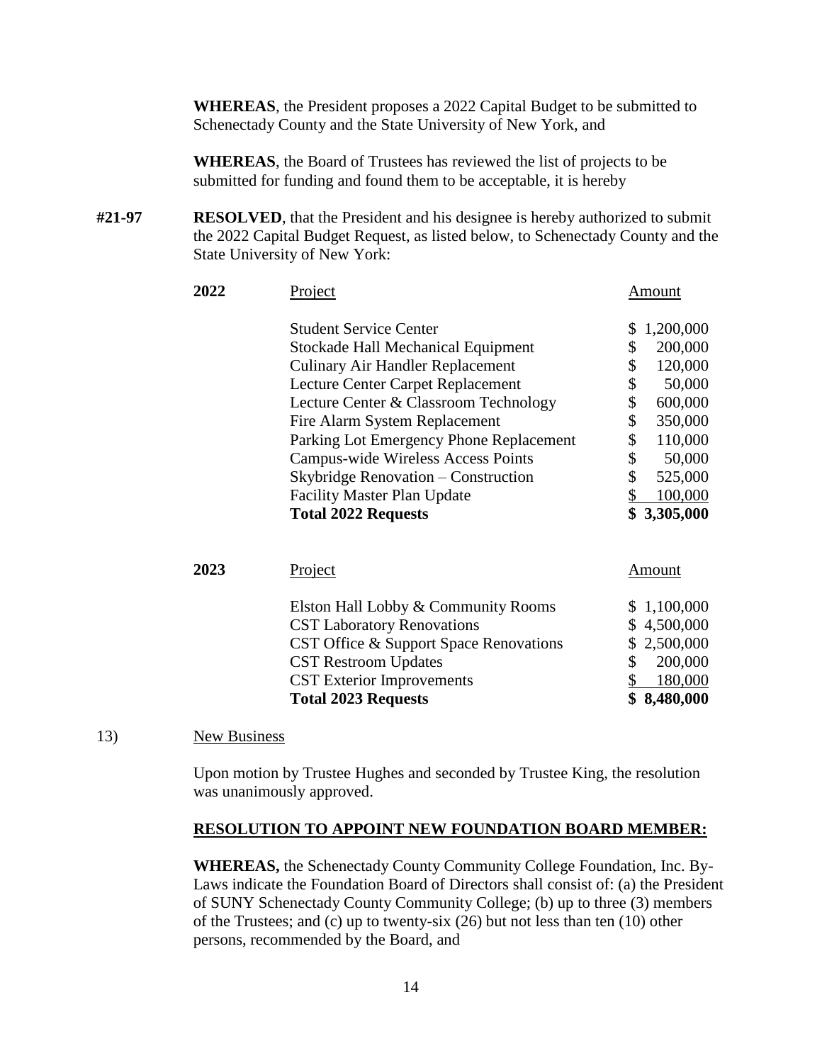**WHEREAS**, the President proposes a 2022 Capital Budget to be submitted to Schenectady County and the State University of New York, and

**WHEREAS**, the Board of Trustees has reviewed the list of projects to be submitted for funding and found them to be acceptable, it is hereby

**#21-97** **RESOLVED**, that the President and his designee is hereby authorized to submit the 2022 Capital Budget Request, as listed below, to Schenectady County and the State University of New York:

| **2022** | Project | Amount |
|---|---|---|
| | Student Service Center | $ 1,200,000 |
| | Stockade Hall Mechanical Equipment | $ 200,000 |
| | Culinary Air Handler Replacement | $ 120,000 |
| | Lecture Center Carpet Replacement | $ 50,000 |
| | Lecture Center & Classroom Technology | $ 600,000 |
| | Fire Alarm System Replacement | $ 350,000 |
| | Parking Lot Emergency Phone Replacement | $ 110,000 |
| | Campus-wide Wireless Access Points | $ 50,000 |
| | Skybridge Renovation – Construction | $ 525,000 |
| | Facility Master Plan Update | $ 100,000 |
| | **Total 2022 Requests** | **$ 3,305,000** |

| **2023** | Project | Amount |
|---|---|---|
| | Elston Hall Lobby & Community Rooms | $ 1,100,000 |
| | CST Laboratory Renovations | $ 4,500,000 |
| | CST Office & Support Space Renovations | $ 2,500,000 |
| | CST Restroom Updates | $ 200,000 |
| | CST Exterior Improvements | $ 180,000 |
| | **Total 2023 Requests** | **$ 8,480,000** |

13) New Business

Upon motion by Trustee Hughes and seconded by Trustee King, the resolution was unanimously approved.

**RESOLUTION TO APPOINT NEW FOUNDATION BOARD MEMBER:**

**WHEREAS,** the Schenectady County Community College Foundation, Inc. By-Laws indicate the Foundation Board of Directors shall consist of: (a) the President of SUNY Schenectady County Community College; (b) up to three (3) members of the Trustees; and (c) up to twenty-six (26) but not less than ten (10) other persons, recommended by the Board, and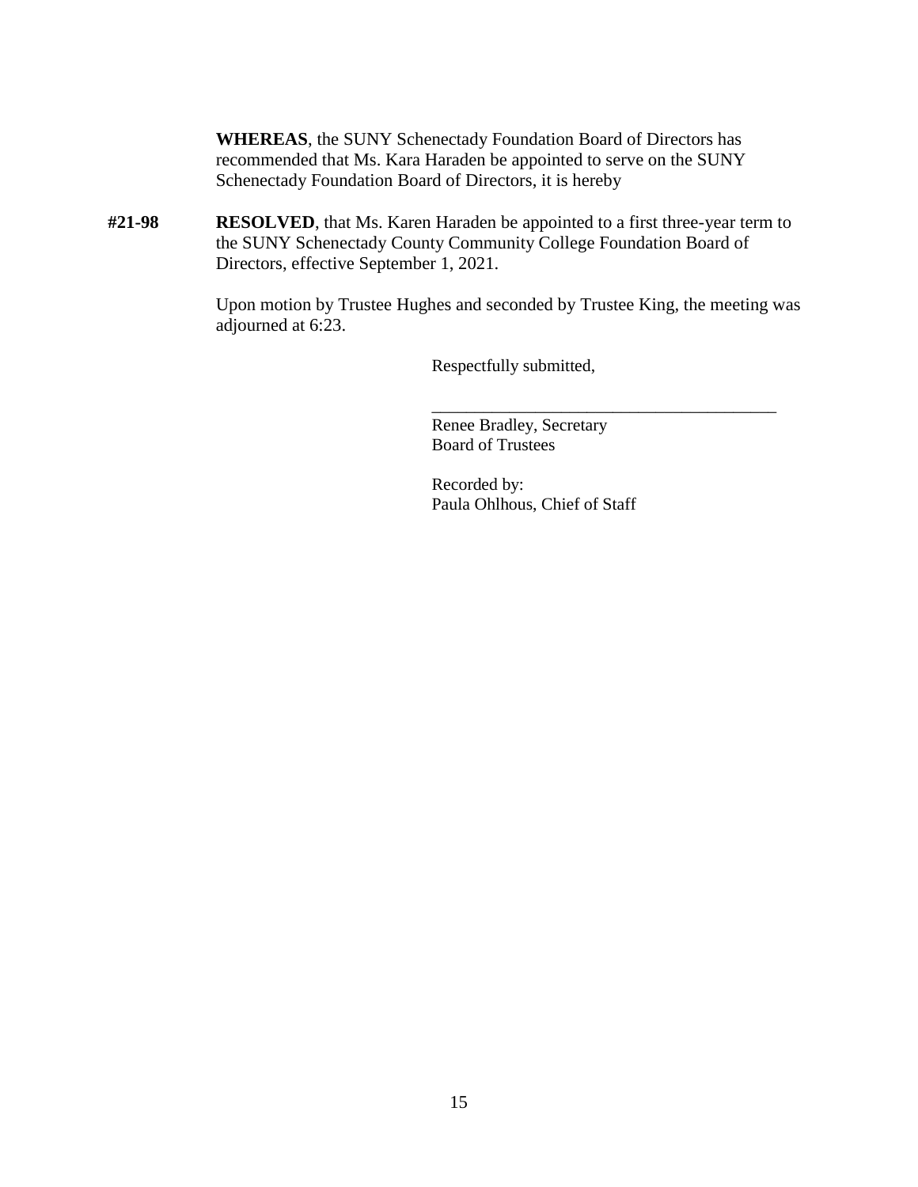**WHEREAS**, the SUNY Schenectady Foundation Board of Directors has recommended that Ms. Kara Haraden be appointed to serve on the SUNY Schenectady Foundation Board of Directors, it is hereby

**#21-98** **RESOLVED**, that Ms. Karen Haraden be appointed to a first three-year term to the SUNY Schenectady County Community College Foundation Board of Directors, effective September 1, 2021.

Upon motion by Trustee Hughes and seconded by Trustee King, the meeting was adjourned at 6:23.

Respectfully submitted,

\_\_\_\_\_\_\_\_\_\_\_\_\_\_\_\_\_\_\_\_\_\_\_\_\_\_\_\_\_\_\_\_\_\_\_\_\_\_\_\_

Renee Bradley, Secretary
Board of Trustees

Recorded by:
Paula Ohlhous, Chief of Staff